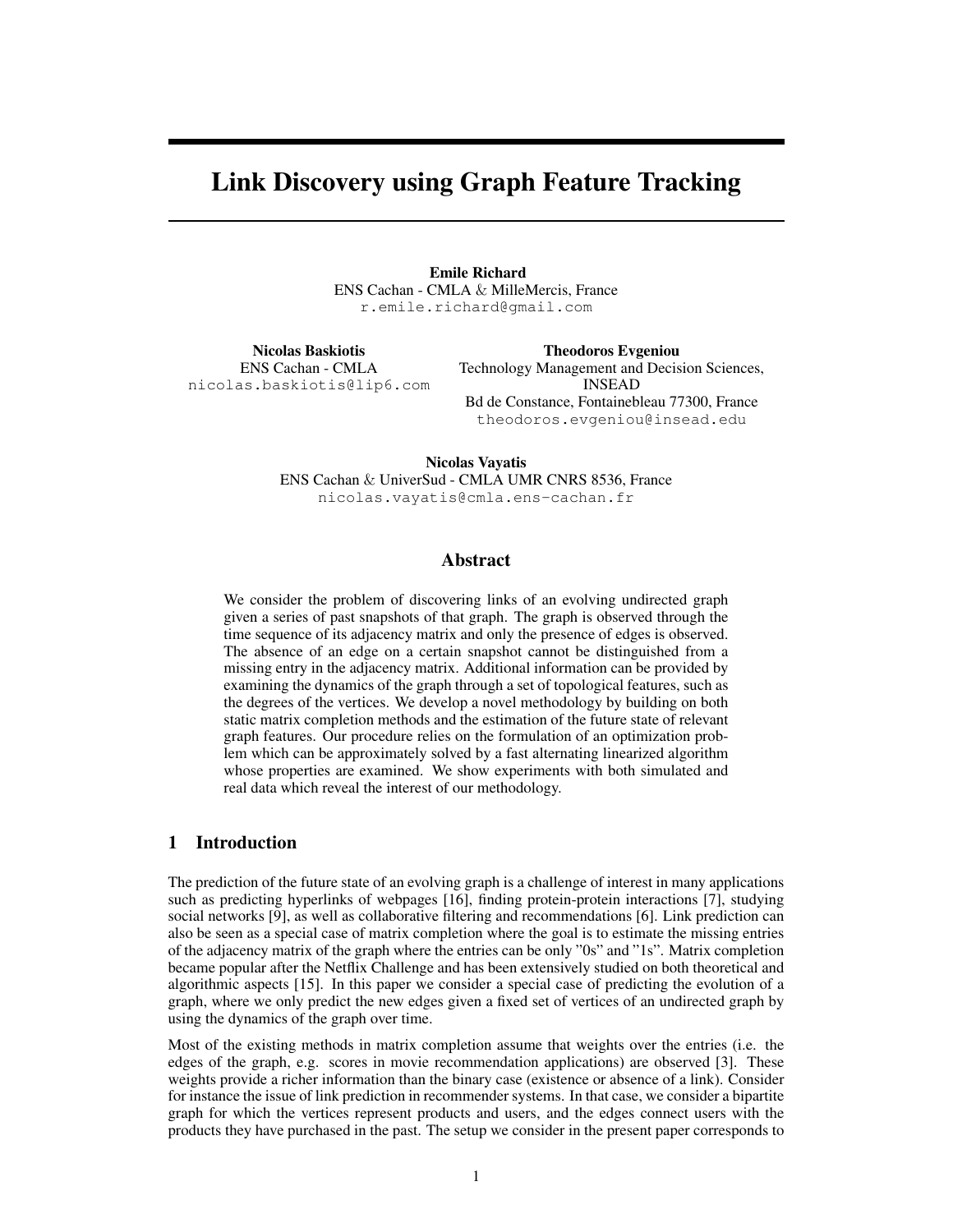# Link Discovery using Graph Feature Tracking

**Emile Richard**
ENS Cachan - CMLA & MilleMercis, France
r.emile.richard@gmail.com

**Nicolas Baskiotis**
ENS Cachan - CMLA
nicolas.baskiotis@lip6.com

**Theodoros Evgeniou**
Technology Management and Decision Sciences,
INSEAD
Bd de Constance, Fontainebleau 77300, France
theodoros.evgeniou@insead.edu

**Nicolas Vayatis**
ENS Cachan & UniverSud - CMLA UMR CNRS 8536, France
nicolas.vayatis@cmla.ens-cachan.fr

## Abstract

We consider the problem of discovering links of an evolving undirected graph given a series of past snapshots of that graph. The graph is observed through the time sequence of its adjacency matrix and only the presence of edges is observed. The absence of an edge on a certain snapshot cannot be distinguished from a missing entry in the adjacency matrix. Additional information can be provided by examining the dynamics of the graph through a set of topological features, such as the degrees of the vertices. We develop a novel methodology by building on both static matrix completion methods and the estimation of the future state of relevant graph features. Our procedure relies on the formulation of an optimization problem which can be approximately solved by a fast alternating linearized algorithm whose properties are examined. We show experiments with both simulated and real data which reveal the interest of our methodology.

## 1 Introduction

The prediction of the future state of an evolving graph is a challenge of interest in many applications such as predicting hyperlinks of webpages [16], finding protein-protein interactions [7], studying social networks [9], as well as collaborative filtering and recommendations [6]. Link prediction can also be seen as a special case of matrix completion where the goal is to estimate the missing entries of the adjacency matrix of the graph where the entries can be only "0s" and "1s". Matrix completion became popular after the Netflix Challenge and has been extensively studied on both theoretical and algorithmic aspects [15]. In this paper we consider a special case of predicting the evolution of a graph, where we only predict the new edges given a fixed set of vertices of an undirected graph by using the dynamics of the graph over time.

Most of the existing methods in matrix completion assume that weights over the entries (i.e. the edges of the graph, e.g. scores in movie recommendation applications) are observed [3]. These weights provide a richer information than the binary case (existence or absence of a link). Consider for instance the issue of link prediction in recommender systems. In that case, we consider a bipartite graph for which the vertices represent products and users, and the edges connect users with the products they have purchased in the past. The setup we consider in the present paper corresponds to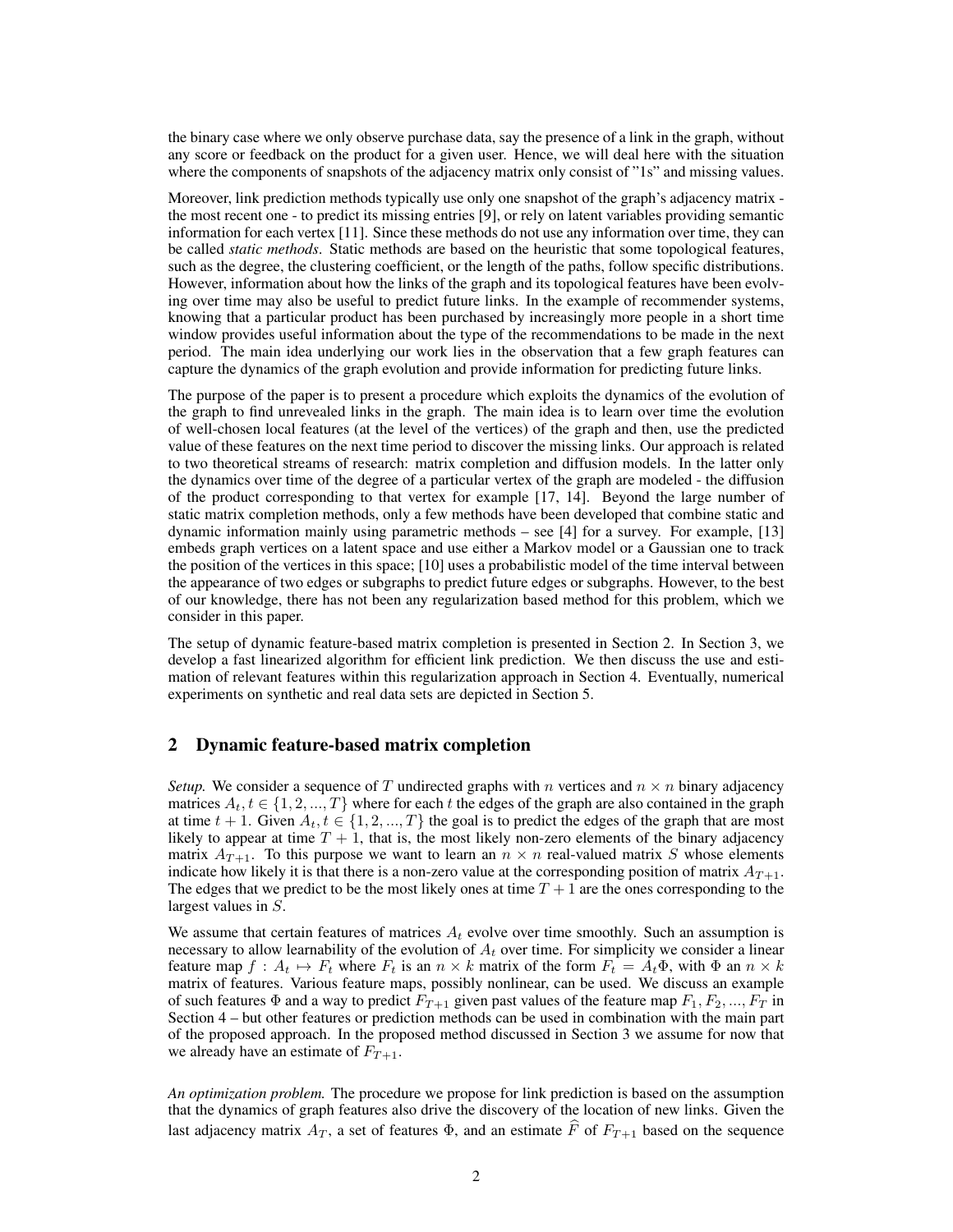the binary case where we only observe purchase data, say the presence of a link in the graph, without any score or feedback on the product for a given user. Hence, we will deal here with the situation where the components of snapshots of the adjacency matrix only consist of "1s" and missing values.

Moreover, link prediction methods typically use only one snapshot of the graph's adjacency matrix - the most recent one - to predict its missing entries [9], or rely on latent variables providing semantic information for each vertex [11]. Since these methods do not use any information over time, they can be called *static methods*. Static methods are based on the heuristic that some topological features, such as the degree, the clustering coefficient, or the length of the paths, follow specific distributions. However, information about how the links of the graph and its topological features have been evolving over time may also be useful to predict future links. In the example of recommender systems, knowing that a particular product has been purchased by increasingly more people in a short time window provides useful information about the type of the recommendations to be made in the next period. The main idea underlying our work lies in the observation that a few graph features can capture the dynamics of the graph evolution and provide information for predicting future links.

The purpose of the paper is to present a procedure which exploits the dynamics of the evolution of the graph to find unrevealed links in the graph. The main idea is to learn over time the evolution of well-chosen local features (at the level of the vertices) of the graph and then, use the predicted value of these features on the next time period to discover the missing links. Our approach is related to two theoretical streams of research: matrix completion and diffusion models. In the latter only the dynamics over time of the degree of a particular vertex of the graph are modeled - the diffusion of the product corresponding to that vertex for example [17, 14]. Beyond the large number of static matrix completion methods, only a few methods have been developed that combine static and dynamic information mainly using parametric methods – see [4] for a survey. For example, [13] embeds graph vertices on a latent space and use either a Markov model or a Gaussian one to track the position of the vertices in this space; [10] uses a probabilistic model of the time interval between the appearance of two edges or subgraphs to predict future edges or subgraphs. However, to the best of our knowledge, there has not been any regularization based method for this problem, which we consider in this paper.

The setup of dynamic feature-based matrix completion is presented in Section 2. In Section 3, we develop a fast linearized algorithm for efficient link prediction. We then discuss the use and estimation of relevant features within this regularization approach in Section 4. Eventually, numerical experiments on synthetic and real data sets are depicted in Section 5.

## 2 Dynamic feature-based matrix completion

*Setup.* We consider a sequence of $T$ undirected graphs with $n$ vertices and $n \times n$ binary adjacency matrices $A_t, t \in \{1, 2, ..., T\}$ where for each $t$ the edges of the graph are also contained in the graph at time $t+1$. Given $A_t, t \in \{1, 2, ..., T\}$ the goal is to predict the edges of the graph that are most likely to appear at time $T+1$, that is, the most likely non-zero elements of the binary adjacency matrix $A_{T+1}$. To this purpose we want to learn an $n \times n$ real-valued matrix $S$ whose elements indicate how likely it is that there is a non-zero value at the corresponding position of matrix $A_{T+1}$. The edges that we predict to be the most likely ones at time $T+1$ are the ones corresponding to the largest values in $S$.

We assume that certain features of matrices $A_t$ evolve over time smoothly. Such an assumption is necessary to allow learnability of the evolution of $A_t$ over time. For simplicity we consider a linear feature map $f : A_t \mapsto F_t$ where $F_t$ is an $n \times k$ matrix of the form $F_t = A_t \Phi$, with $\Phi$ an $n \times k$ matrix of features. Various feature maps, possibly nonlinear, can be used. We discuss an example of such features $\Phi$ and a way to predict $F_{T+1}$ given past values of the feature map $F_1, F_2, ..., F_T$ in Section 4 – but other features or prediction methods can be used in combination with the main part of the proposed approach. In the proposed method discussed in Section 3 we assume for now that we already have an estimate of $F_{T+1}$.

*An optimization problem.* The procedure we propose for link prediction is based on the assumption that the dynamics of graph features also drive the discovery of the location of new links. Given the last adjacency matrix $A_T$, a set of features $\Phi$, and an estimate $\widehat{F}$ of $F_{T+1}$ based on the sequence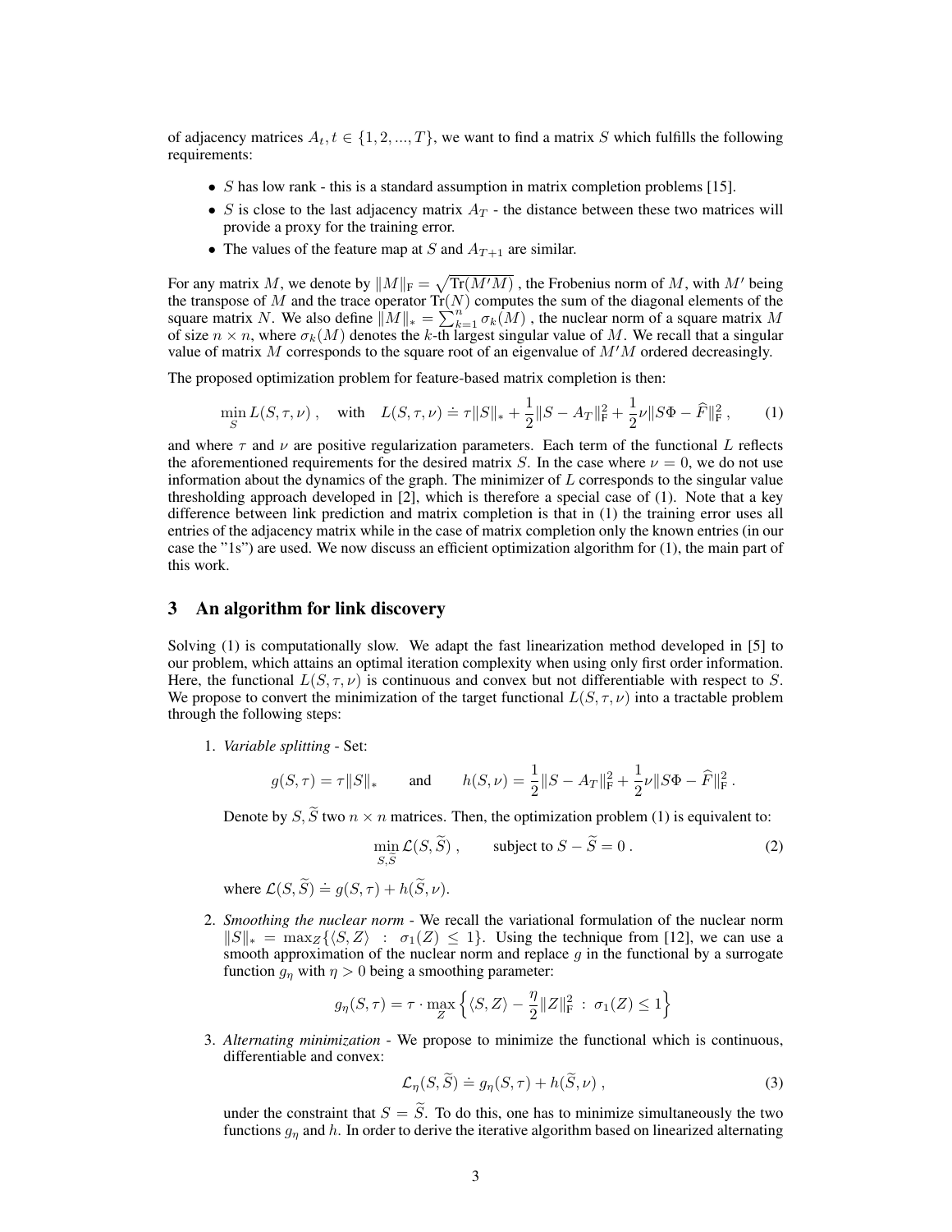of adjacency matrices $A_t, t \in \{1, 2, ..., T\}$, we want to find a matrix $S$ which fulfills the following requirements:

- $S$ has low rank - this is a standard assumption in matrix completion problems [15].
- $S$ is close to the last adjacency matrix $A_T$ - the distance between these two matrices will provide a proxy for the training error.
- The values of the feature map at $S$ and $A_{T+1}$ are similar.

For any matrix $M$, we denote by $\|M\|_{\mathrm{F}} = \sqrt{\mathrm{Tr}(M'M)}$ , the Frobenius norm of $M$, with $M'$ being the transpose of $M$ and the trace operator $\mathrm{Tr}(N)$ computes the sum of the diagonal elements of the square matrix $N$. We also define $\|M\|_* = \sum_{k=1}^{n} \sigma_k(M)$ , the nuclear norm of a square matrix $M$ of size $n \times n$, where $\sigma_k(M)$ denotes the $k$-th largest singular value of $M$. We recall that a singular value of matrix $M$ corresponds to the square root of an eigenvalue of $M'M$ ordered decreasingly.

The proposed optimization problem for feature-based matrix completion is then:

$$\min_S L(S, \tau, \nu) \ , \quad \text{with} \quad L(S, \tau, \nu) \doteq \tau \|S\|_* + \frac{1}{2}\|S - A_T\|_{\mathrm{F}}^2 + \frac{1}{2}\nu \|S\Phi - \widehat{F}\|_{\mathrm{F}}^2 \ , \tag{1}$$

and where $\tau$ and $\nu$ are positive regularization parameters. Each term of the functional $L$ reflects the aforementioned requirements for the desired matrix $S$. In the case where $\nu = 0$, we do not use information about the dynamics of the graph. The minimizer of $L$ corresponds to the singular value thresholding approach developed in [2], which is therefore a special case of (1). Note that a key difference between link prediction and matrix completion is that in (1) the training error uses all entries of the adjacency matrix while in the case of matrix completion only the known entries (in our case the "1s") are used. We now discuss an efficient optimization algorithm for (1), the main part of this work.

## 3 An algorithm for link discovery

Solving (1) is computationally slow. We adapt the fast linearization method developed in [5] to our problem, which attains an optimal iteration complexity when using only first order information. Here, the functional $L(S, \tau, \nu)$ is continuous and convex but not differentiable with respect to $S$. We propose to convert the minimization of the target functional $L(S, \tau, \nu)$ into a tractable problem through the following steps:

1. *Variable splitting* - Set:

   $$g(S, \tau) = \tau \|S\|_* \qquad \text{and} \qquad h(S, \nu) = \frac{1}{2}\|S - A_T\|_{\mathrm{F}}^2 + \frac{1}{2}\nu \|S\Phi - \widehat{F}\|_{\mathrm{F}}^2 \ .$$

   Denote by $S, \widetilde{S}$ two $n \times n$ matrices. Then, the optimization problem (1) is equivalent to:

   $$\min_{S, \widetilde{S}} \mathcal{L}(S, \widetilde{S}) \ , \qquad \text{subject to } S - \widetilde{S} = 0 \ . \tag{2}$$

   where $\mathcal{L}(S, \widetilde{S}) \doteq g(S, \tau) + h(\widetilde{S}, \nu)$.

2. *Smoothing the nuclear norm* - We recall the variational formulation of the nuclear norm $\|S\|_* = \max_Z \{\langle S, Z \rangle \ : \ \sigma_1(Z) \leq 1\}$. Using the technique from [12], we can use a smooth approximation of the nuclear norm and replace $g$ in the functional by a surrogate function $g_\eta$ with $\eta > 0$ being a smoothing parameter:

   $$g_\eta(S, \tau) = \tau \cdot \max_Z \left\{ \langle S, Z \rangle - \frac{\eta}{2}\|Z\|_{\mathrm{F}}^2 \ : \ \sigma_1(Z) \leq 1 \right\}$$

3. *Alternating minimization* - We propose to minimize the functional which is continuous, differentiable and convex:

   $$\mathcal{L}_\eta(S, \widetilde{S}) \doteq g_\eta(S, \tau) + h(\widetilde{S}, \nu) \ , \tag{3}$$

   under the constraint that $S = \widetilde{S}$. To do this, one has to minimize simultaneously the two functions $g_\eta$ and $h$. In order to derive the iterative algorithm based on linearized alternating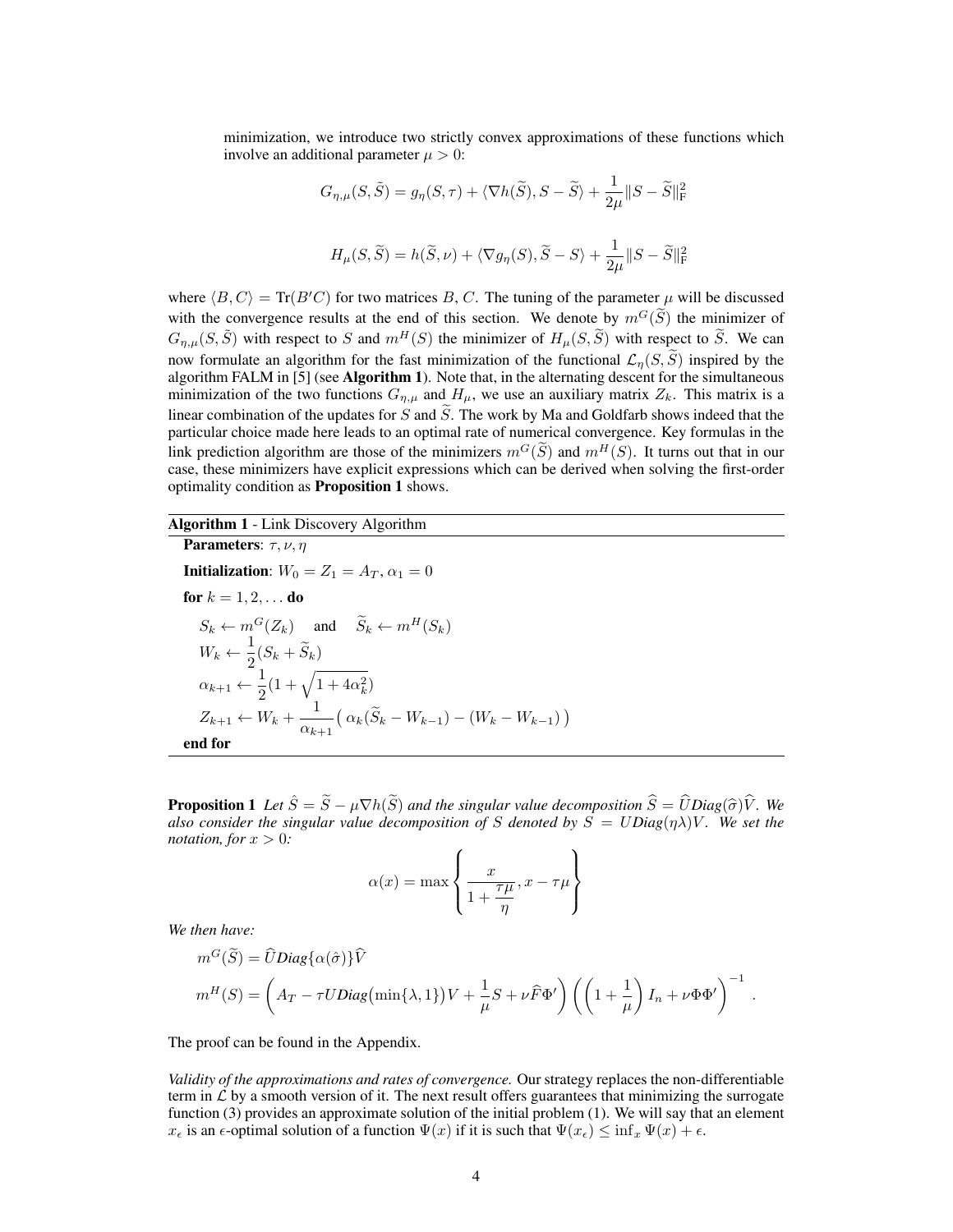minimization, we introduce two strictly convex approximations of these functions which involve an additional parameter $\mu > 0$:

$$G_{\eta,\mu}(S,\tilde{S}) = g_\eta(S,\tau) + \langle \nabla h(\widetilde{S}), S - \widetilde{S}\rangle + \frac{1}{2\mu}\|S - \widetilde{S}\|_{\mathrm{F}}^2$$

$$H_\mu(S,\widetilde{S}) = h(\widetilde{S},\nu) + \langle \nabla g_\eta(S), \widetilde{S} - S\rangle + \frac{1}{2\mu}\|S - \widetilde{S}\|_{\mathrm{F}}^2$$

where $\langle B, C\rangle = \mathrm{Tr}(B'C)$ for two matrices $B, C$. The tuning of the parameter $\mu$ will be discussed with the convergence results at the end of this section. We denote by $m^G(\widetilde{S})$ the minimizer of $G_{\eta,\mu}(S,\tilde{S})$ with respect to $S$ and $m^H(S)$ the minimizer of $H_\mu(S,\widetilde{S})$ with respect to $\widetilde{S}$. We can now formulate an algorithm for the fast minimization of the functional $\mathcal{L}_\eta(S,\widetilde{S})$ inspired by the algorithm FALM in [5] (see **Algorithm 1**). Note that, in the alternating descent for the simultaneous minimization of the two functions $G_{\eta,\mu}$ and $H_\mu$, we use an auxiliary matrix $Z_k$. This matrix is a linear combination of the updates for $S$ and $\widetilde{S}$. The work by Ma and Goldfarb shows indeed that the particular choice made here leads to an optimal rate of numerical convergence. Key formulas in the link prediction algorithm are those of the minimizers $m^G(\widetilde{S})$ and $m^H(S)$. It turns out that in our case, these minimizers have explicit expressions which can be derived when solving the first-order optimality condition as **Proposition 1** shows.

**Algorithm 1** - Link Discovery Algorithm

**Parameters**: $\tau, \nu, \eta$

**Initialization**: $W_0 = Z_1 = A_T$, $\alpha_1 = 0$

**for** $k = 1, 2, \ldots$ **do**

$S_k \leftarrow m^G(Z_k)$ and $\widetilde{S}_k \leftarrow m^H(S_k)$

$W_k \leftarrow \frac{1}{2}(S_k + \widetilde{S}_k)$

$\alpha_{k+1} \leftarrow \frac{1}{2}(1 + \sqrt{1 + 4\alpha_k^2})$

$Z_{k+1} \leftarrow W_k + \frac{1}{\alpha_{k+1}}\big(\, \alpha_k(\widetilde{S}_k - W_{k-1}) - (W_k - W_{k-1})\,\big)$

**end for**

**Proposition 1** *Let $\hat{S} = \widetilde{S} - \mu\nabla h(\widetilde{S})$ and the singular value decomposition $\widehat{S} = \widehat{U}Diag(\widehat{\sigma})\widehat{V}$. We also consider the singular value decomposition of $S$ denoted by $S = UDiag(\eta\lambda)V$. We set the notation, for $x > 0$:*

$$\alpha(x) = \max\left\{ \frac{x}{1 + \frac{\tau\mu}{\eta}}, x - \tau\mu \right\}$$

*We then have:*

$$m^G(\widetilde{S}) = \widehat{U}Diag\{\alpha(\hat{\sigma})\}\widehat{V}$$

$$m^H(S) = \left( A_T - \tau U Diag\big(\min\{\lambda, 1\}\big)V + \frac{1}{\mu}S + \nu\widehat{F}\Phi' \right)\left( \left(1 + \frac{1}{\mu}\right) I_n + \nu\Phi\Phi' \right)^{-1}.$$

The proof can be found in the Appendix.

*Validity of the approximations and rates of convergence.* Our strategy replaces the non-differentiable term in $\mathcal{L}$ by a smooth version of it. The next result offers guarantees that minimizing the surrogate function (3) provides an approximate solution of the initial problem (1). We will say that an element $x_\epsilon$ is an $\epsilon$-optimal solution of a function $\Psi(x)$ if it is such that $\Psi(x_\epsilon) \leq \inf_x \Psi(x) + \epsilon$.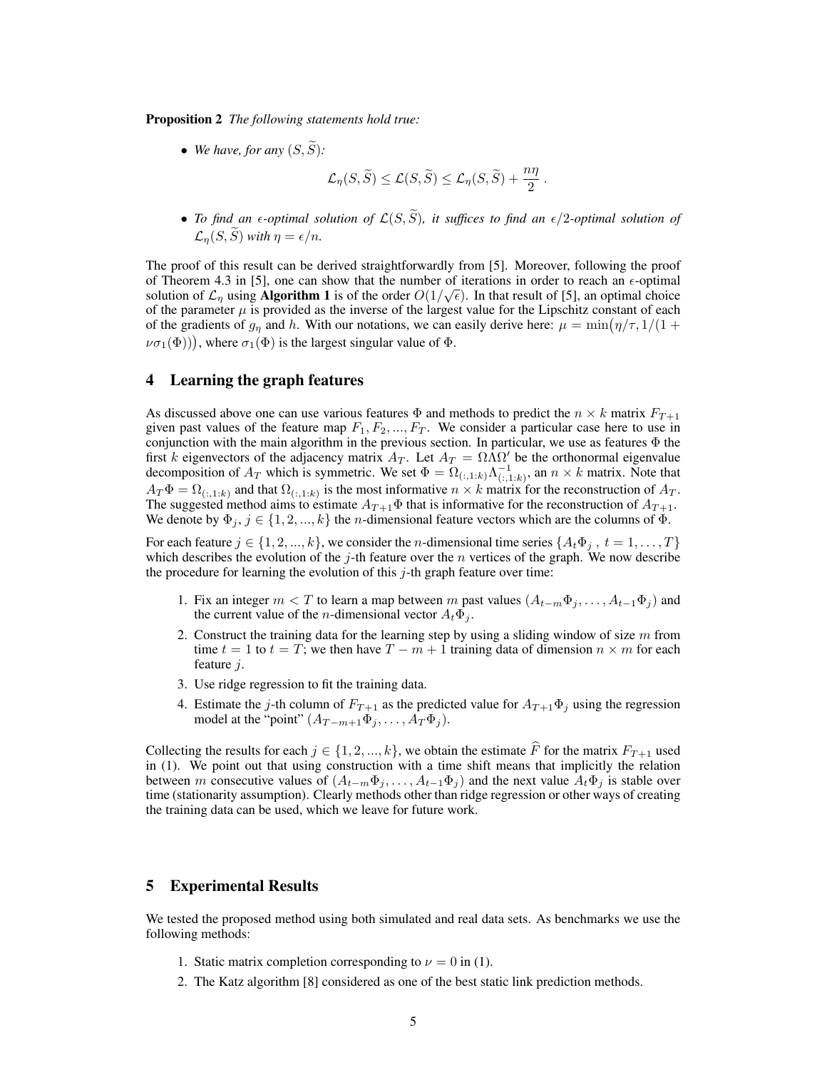**Proposition 2** *The following statements hold true:*

- *We have, for any* $(S, \widetilde{S})$*:*

$$\mathcal{L}_\eta(S, \widetilde{S}) \leq \mathcal{L}(S, \widetilde{S}) \leq \mathcal{L}_\eta(S, \widetilde{S}) + \frac{n\eta}{2} \, .$$

- *To find an* $\epsilon$*-optimal solution of* $\mathcal{L}(S, \widetilde{S})$*, it suffices to find an* $\epsilon/2$*-optimal solution of* $\mathcal{L}_\eta(S, \widetilde{S})$ *with* $\eta = \epsilon/n$*.*

The proof of this result can be derived straightforwardly from [5]. Moreover, following the proof of Theorem 4.3 in [5], one can show that the number of iterations in order to reach an $\epsilon$-optimal solution of $\mathcal{L}_\eta$ using **Algorithm 1** is of the order $O(1/\sqrt{\epsilon})$. In that result of [5], an optimal choice of the parameter $\mu$ is provided as the inverse of the largest value for the Lipschitz constant of each of the gradients of $g_\eta$ and $h$. With our notations, we can easily derive here: $\mu = \min\big(\eta/\tau, 1/(1 + \nu\sigma_1(\Phi))\big)$, where $\sigma_1(\Phi)$ is the largest singular value of $\Phi$.

## 4 Learning the graph features

As discussed above one can use various features $\Phi$ and methods to predict the $n \times k$ matrix $F_{T+1}$ given past values of the feature map $F_1, F_2, ..., F_T$. We consider a particular case here to use in conjunction with the main algorithm in the previous section. In particular, we use as features $\Phi$ the first $k$ eigenvectors of the adjacency matrix $A_T$. Let $A_T = \Omega\Lambda\Omega'$ be the orthonormal eigenvalue decomposition of $A_T$ which is symmetric. We set $\Phi = \Omega_{(:,1:k)}\Lambda^{-1}_{(:,1:k)}$, an $n \times k$ matrix. Note that $A_T\Phi = \Omega_{(:,1:k)}$ and that $\Omega_{(:,1:k)}$ is the most informative $n \times k$ matrix for the reconstruction of $A_T$. The suggested method aims to estimate $A_{T+1}\Phi$ that is informative for the reconstruction of $A_{T+1}$. We denote by $\Phi_j$, $j \in \{1, 2, ..., k\}$ the $n$-dimensional feature vectors which are the columns of $\Phi$.

For each feature $j \in \{1, 2, ..., k\}$, we consider the $n$-dimensional time series $\{A_t\Phi_j \, , \, t = 1, \ldots, T\}$ which describes the evolution of the $j$-th feature over the $n$ vertices of the graph. We now describe the procedure for learning the evolution of this $j$-th graph feature over time:

1. Fix an integer $m < T$ to learn a map between $m$ past values $(A_{t-m}\Phi_j, \ldots, A_{t-1}\Phi_j)$ and the current value of the $n$-dimensional vector $A_t\Phi_j$.
2. Construct the training data for the learning step by using a sliding window of size $m$ from time $t = 1$ to $t = T$; we then have $T - m + 1$ training data of dimension $n \times m$ for each feature $j$.
3. Use ridge regression to fit the training data.
4. Estimate the $j$-th column of $F_{T+1}$ as the predicted value for $A_{T+1}\Phi_j$ using the regression model at the "point" $(A_{T-m+1}\Phi_j, \ldots, A_T\Phi_j)$.

Collecting the results for each $j \in \{1, 2, ..., k\}$, we obtain the estimate $\widehat{F}$ for the matrix $F_{T+1}$ used in (1). We point out that using construction with a time shift means that implicitly the relation between $m$ consecutive values of $(A_{t-m}\Phi_j, \ldots, A_{t-1}\Phi_j)$ and the next value $A_t\Phi_j$ is stable over time (stationarity assumption). Clearly methods other than ridge regression or other ways of creating the training data can be used, which we leave for future work.

## 5 Experimental Results

We tested the proposed method using both simulated and real data sets. As benchmarks we use the following methods:

1. Static matrix completion corresponding to $\nu = 0$ in (1).
2. The Katz algorithm [8] considered as one of the best static link prediction methods.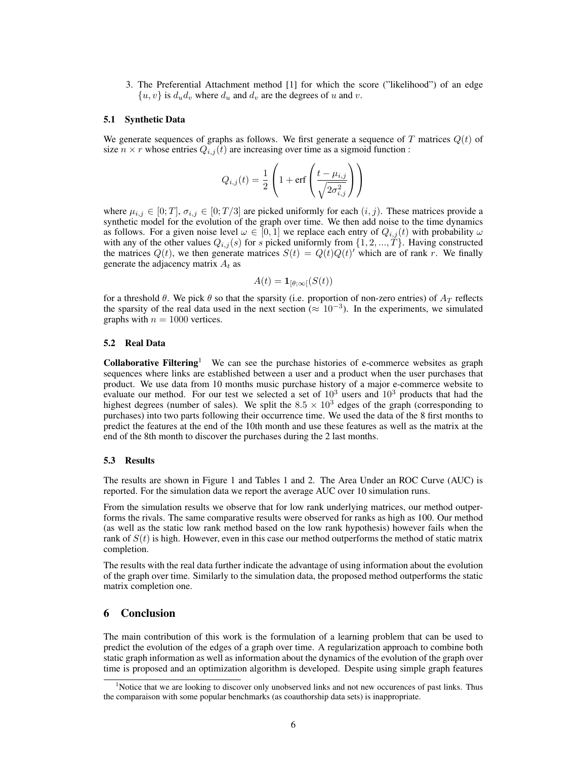3. The Preferential Attachment method [1] for which the score ("likelihood") of an edge $\{u, v\}$ is $d_u d_v$ where $d_u$ and $d_v$ are the degrees of $u$ and $v$.

### 5.1 Synthetic Data

We generate sequences of graphs as follows. We first generate a sequence of $T$ matrices $Q(t)$ of size $n \times r$ whose entries $Q_{i,j}(t)$ are increasing over time as a sigmoid function :

$$Q_{i,j}(t) = \frac{1}{2}\left(1 + \text{erf}\left(\frac{t - \mu_{i,j}}{\sqrt{2\sigma_{i,j}^2}}\right)\right)$$

where $\mu_{i,j} \in [0; T]$, $\sigma_{i,j} \in [0; T/3]$ are picked uniformly for each $(i, j)$. These matrices provide a synthetic model for the evolution of the graph over time. We then add noise to the time dynamics as follows. For a given noise level $\omega \in [0, 1]$ we replace each entry of $Q_{i,j}(t)$ with probability $\omega$ with any of the other values $Q_{i,j}(s)$ for $s$ picked uniformly from $\{1, 2, ..., T\}$. Having constructed the matrices $Q(t)$, we then generate matrices $S(t) = Q(t)Q(t)'$ which are of rank $r$. We finally generate the adjacency matrix $A_t$ as

$$A(t) = \mathbf{1}_{[\theta;\infty[}(S(t))$$

for a threshold $\theta$. We pick $\theta$ so that the sparsity (i.e. proportion of non-zero entries) of $A_T$ reflects the sparsity of the real data used in the next section ($\approx 10^{-3}$). In the experiments, we simulated graphs with $n = 1000$ vertices.

### 5.2 Real Data

**Collaborative Filtering**[1] We can see the purchase histories of e-commerce websites as graph sequences where links are established between a user and a product when the user purchases that product. We use data from 10 months music purchase history of a major e-commerce website to evaluate our method. For our test we selected a set of $10^3$ users and $10^3$ products that had the highest degrees (number of sales). We split the $8.5 \times 10^3$ edges of the graph (corresponding to purchases) into two parts following their occurrence time. We used the data of the 8 first months to predict the features at the end of the 10th month and use these features as well as the matrix at the end of the 8th month to discover the purchases during the 2 last months.

### 5.3 Results

The results are shown in Figure 1 and Tables 1 and 2. The Area Under an ROC Curve (AUC) is reported. For the simulation data we report the average AUC over 10 simulation runs.

From the simulation results we observe that for low rank underlying matrices, our method outperforms the rivals. The same comparative results were observed for ranks as high as 100. Our method (as well as the static low rank method based on the low rank hypothesis) however fails when the rank of $S(t)$ is high. However, even in this case our method outperforms the method of static matrix completion.

The results with the real data further indicate the advantage of using information about the evolution of the graph over time. Similarly to the simulation data, the proposed method outperforms the static matrix completion one.

## 6 Conclusion

The main contribution of this work is the formulation of a learning problem that can be used to predict the evolution of the edges of a graph over time. A regularization approach to combine both static graph information as well as information about the dynamics of the evolution of the graph over time is proposed and an optimization algorithm is developed. Despite using simple graph features

[1] Notice that we are looking to discover only unobserved links and not new occurences of past links. Thus the comparaison with some popular benchmarks (as coauthorship data sets) is inappropriate.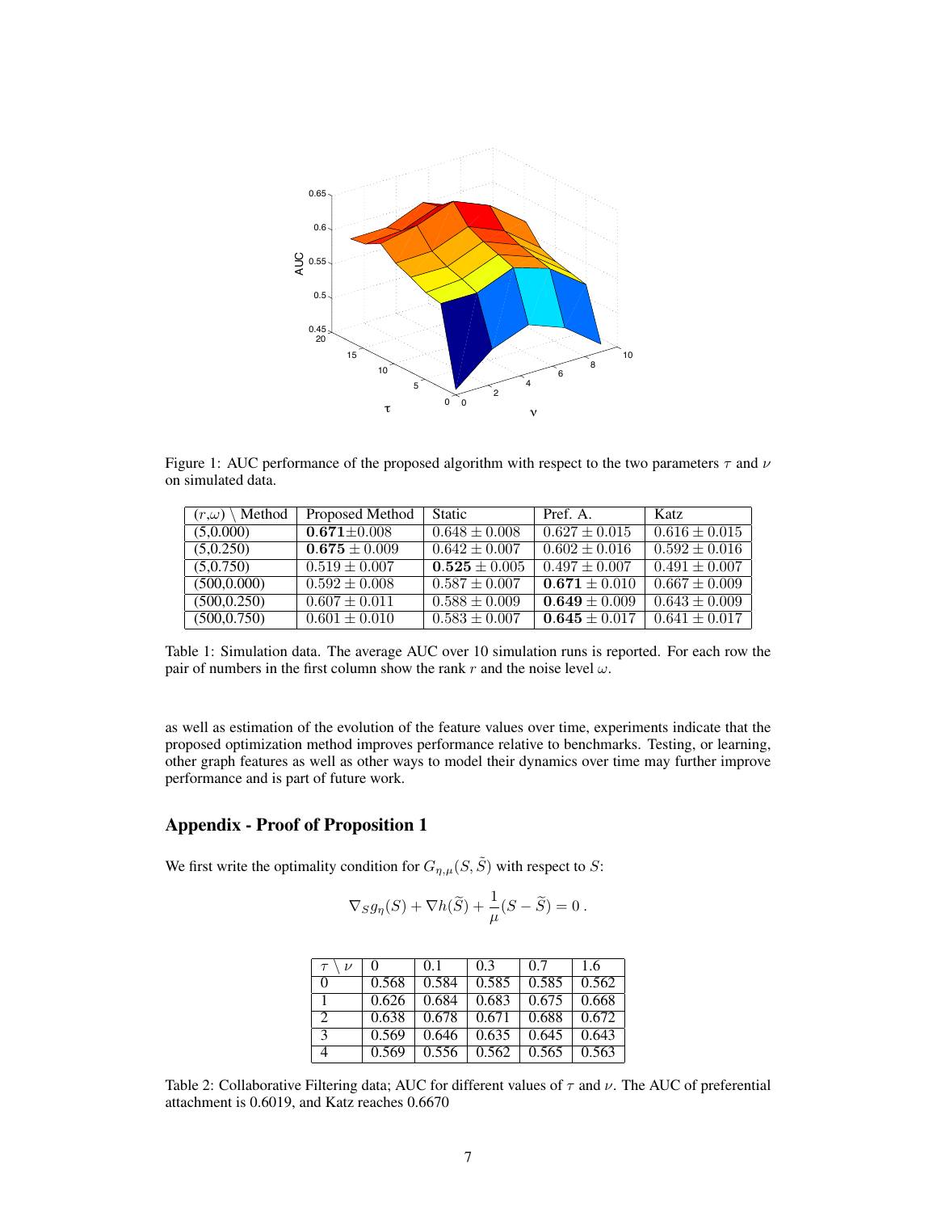Figure 1: AUC performance of the proposed algorithm with respect to the two parameters $\tau$ and $\nu$ on simulated data.

| $(r,\omega) \setminus$ Method | Proposed Method | Static | Pref. A. | Katz |
|---|---|---|---|---|
| (5,0.000) | $\mathbf{0.671} \pm 0.008$ | $0.648 \pm 0.008$ | $0.627 \pm 0.015$ | $0.616 \pm 0.015$ |
| (5,0.250) | $\mathbf{0.675} \pm 0.009$ | $0.642 \pm 0.007$ | $0.602 \pm 0.016$ | $0.592 \pm 0.016$ |
| (5,0.750) | $0.519 \pm 0.007$ | $\mathbf{0.525} \pm 0.005$ | $0.497 \pm 0.007$ | $0.491 \pm 0.007$ |
| (500,0.000) | $0.592 \pm 0.008$ | $0.587 \pm 0.007$ | $\mathbf{0.671} \pm 0.010$ | $0.667 \pm 0.009$ |
| (500,0.250) | $0.607 \pm 0.011$ | $0.588 \pm 0.009$ | $\mathbf{0.649} \pm 0.009$ | $0.643 \pm 0.009$ |
| (500,0.750) | $0.601 \pm 0.010$ | $0.583 \pm 0.007$ | $\mathbf{0.645} \pm 0.017$ | $0.641 \pm 0.017$ |

Table 1: Simulation data. The average AUC over 10 simulation runs is reported. For each row the pair of numbers in the first column show the rank $r$ and the noise level $\omega$.

as well as estimation of the evolution of the feature values over time, experiments indicate that the proposed optimization method improves performance relative to benchmarks. Testing, or learning, other graph features as well as other ways to model their dynamics over time may further improve performance and is part of future work.

## Appendix - Proof of Proposition 1

We first write the optimality condition for $G_{\eta,\mu}(S, \tilde{S})$ with respect to $S$:

$$\nabla_S g_\eta(S) + \nabla h(\widetilde{S}) + \frac{1}{\mu}(S - \widetilde{S}) = 0\,.$$

| $\tau \setminus \nu$ | 0 | 0.1 | 0.3 | 0.7 | 1.6 |
|---|---|---|---|---|---|
| 0 | 0.568 | 0.584 | 0.585 | 0.585 | 0.562 |
| 1 | 0.626 | 0.684 | 0.683 | 0.675 | 0.668 |
| 2 | 0.638 | 0.678 | 0.671 | 0.688 | 0.672 |
| 3 | 0.569 | 0.646 | 0.635 | 0.645 | 0.643 |
| 4 | 0.569 | 0.556 | 0.562 | 0.565 | 0.563 |

Table 2: Collaborative Filtering data; AUC for different values of $\tau$ and $\nu$. The AUC of preferential attachment is 0.6019, and Katz reaches 0.6670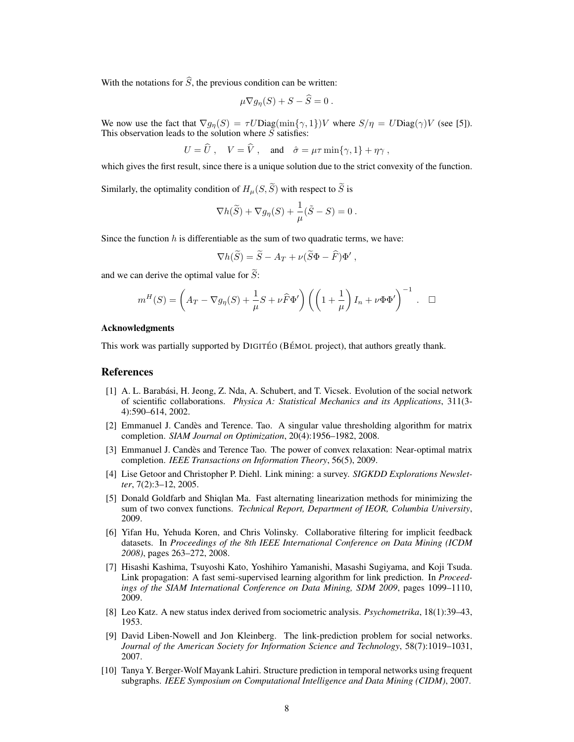With the notations for $\widehat{S}$, the previous condition can be written:

$$\mu \nabla g_\eta(S) + S - \widehat{S} = 0 \, .$$

We now use the fact that $\nabla g_\eta(S) = \tau U \text{Diag}(\min\{\gamma, 1\}) V$ where $S/\eta = U\text{Diag}(\gamma)V$ (see [5]). This observation leads to the solution where $S$ satisfies:

$$U = \widehat{U} \, , \quad V = \widehat{V} \, , \quad \text{and} \quad \hat{\sigma} = \mu\tau \min\{\gamma, 1\} + \eta\gamma \, ,$$

which gives the first result, since there is a unique solution due to the strict convexity of the function.

Similarly, the optimality condition of $H_\mu(S, \widetilde{S})$ with respect to $\widetilde{S}$ is

$$\nabla h(\widetilde{S}) + \nabla g_\eta(S) + \frac{1}{\mu}(\tilde{S} - S) = 0 \, .$$

Since the function $h$ is differentiable as the sum of two quadratic terms, we have:

$$\nabla h(\widetilde{S}) = \widetilde{S} - A_T + \nu(\widetilde{S}\Phi - \widehat{F})\Phi' \, ,$$

and we can derive the optimal value for $\widetilde{S}$:

$$m^H(S) = \left( A_T - \nabla g_\eta(S) + \frac{1}{\mu} S + \nu \widehat{F}\Phi' \right) \left( \left(1 + \frac{1}{\mu}\right) I_n + \nu \Phi\Phi' \right)^{-1} \, . \quad \square$$

#### Acknowledgments

This work was partially supported by DIGITÉO (BÉMOL project), that authors greatly thank.

## References

[1] A. L. Barabási, H. Jeong, Z. Nda, A. Schubert, and T. Vicsek. Evolution of the social network of scientific collaborations. *Physica A: Statistical Mechanics and its Applications*, 311(3-4):590–614, 2002.

[2] Emmanuel J. Candès and Terence. Tao. A singular value thresholding algorithm for matrix completion. *SIAM Journal on Optimization*, 20(4):1956–1982, 2008.

[3] Emmanuel J. Candès and Terence Tao. The power of convex relaxation: Near-optimal matrix completion. *IEEE Transactions on Information Theory*, 56(5), 2009.

[4] Lise Getoor and Christopher P. Diehl. Link mining: a survey. *SIGKDD Explorations Newsletter*, 7(2):3–12, 2005.

[5] Donald Goldfarb and Shiqlan Ma. Fast alternating linearization methods for minimizing the sum of two convex functions. *Technical Report, Department of IEOR, Columbia University*, 2009.

[6] Yifan Hu, Yehuda Koren, and Chris Volinsky. Collaborative filtering for implicit feedback datasets. In *Proceedings of the 8th IEEE International Conference on Data Mining (ICDM 2008)*, pages 263–272, 2008.

[7] Hisashi Kashima, Tsuyoshi Kato, Yoshihiro Yamanishi, Masashi Sugiyama, and Koji Tsuda. Link propagation: A fast semi-supervised learning algorithm for link prediction. In *Proceedings of the SIAM International Conference on Data Mining, SDM 2009*, pages 1099–1110, 2009.

[8] Leo Katz. A new status index derived from sociometric analysis. *Psychometrika*, 18(1):39–43, 1953.

[9] David Liben-Nowell and Jon Kleinberg. The link-prediction problem for social networks. *Journal of the American Society for Information Science and Technology*, 58(7):1019–1031, 2007.

[10] Tanya Y. Berger-Wolf Mayank Lahiri. Structure prediction in temporal networks using frequent subgraphs. *IEEE Symposium on Computational Intelligence and Data Mining (CIDM)*, 2007.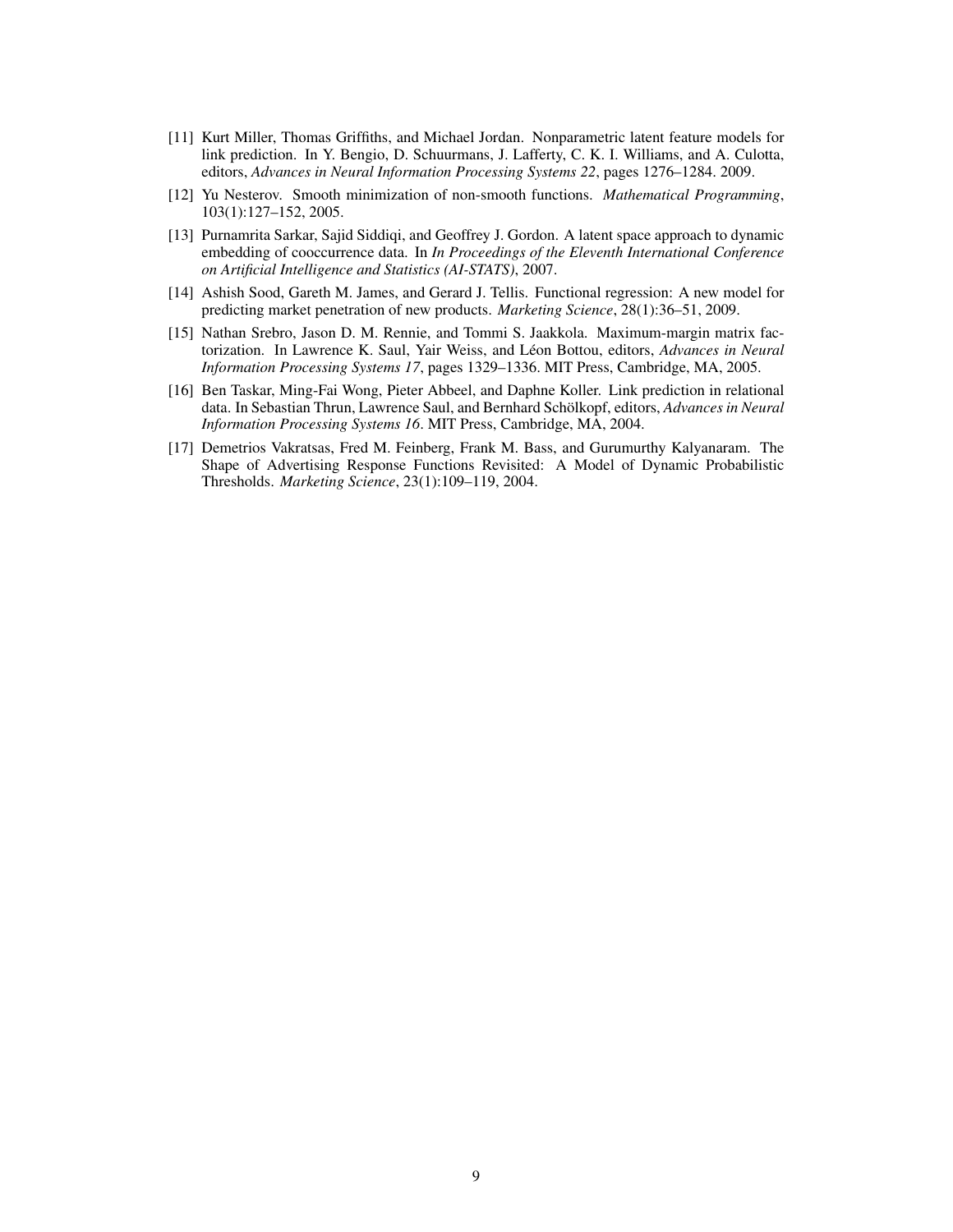[11] Kurt Miller, Thomas Griffiths, and Michael Jordan. Nonparametric latent feature models for link prediction. In Y. Bengio, D. Schuurmans, J. Lafferty, C. K. I. Williams, and A. Culotta, editors, *Advances in Neural Information Processing Systems 22*, pages 1276–1284. 2009.

[12] Yu Nesterov. Smooth minimization of non-smooth functions. *Mathematical Programming*, 103(1):127–152, 2005.

[13] Purnamrita Sarkar, Sajid Siddiqi, and Geoffrey J. Gordon. A latent space approach to dynamic embedding of cooccurrence data. In *In Proceedings of the Eleventh International Conference on Artificial Intelligence and Statistics (AI-STATS)*, 2007.

[14] Ashish Sood, Gareth M. James, and Gerard J. Tellis. Functional regression: A new model for predicting market penetration of new products. *Marketing Science*, 28(1):36–51, 2009.

[15] Nathan Srebro, Jason D. M. Rennie, and Tommi S. Jaakkola. Maximum-margin matrix factorization. In Lawrence K. Saul, Yair Weiss, and Léon Bottou, editors, *Advances in Neural Information Processing Systems 17*, pages 1329–1336. MIT Press, Cambridge, MA, 2005.

[16] Ben Taskar, Ming-Fai Wong, Pieter Abbeel, and Daphne Koller. Link prediction in relational data. In Sebastian Thrun, Lawrence Saul, and Bernhard Schölkopf, editors, *Advances in Neural Information Processing Systems 16*. MIT Press, Cambridge, MA, 2004.

[17] Demetrios Vakratsas, Fred M. Feinberg, Frank M. Bass, and Gurumurthy Kalyanaram. The Shape of Advertising Response Functions Revisited: A Model of Dynamic Probabilistic Thresholds. *Marketing Science*, 23(1):109–119, 2004.